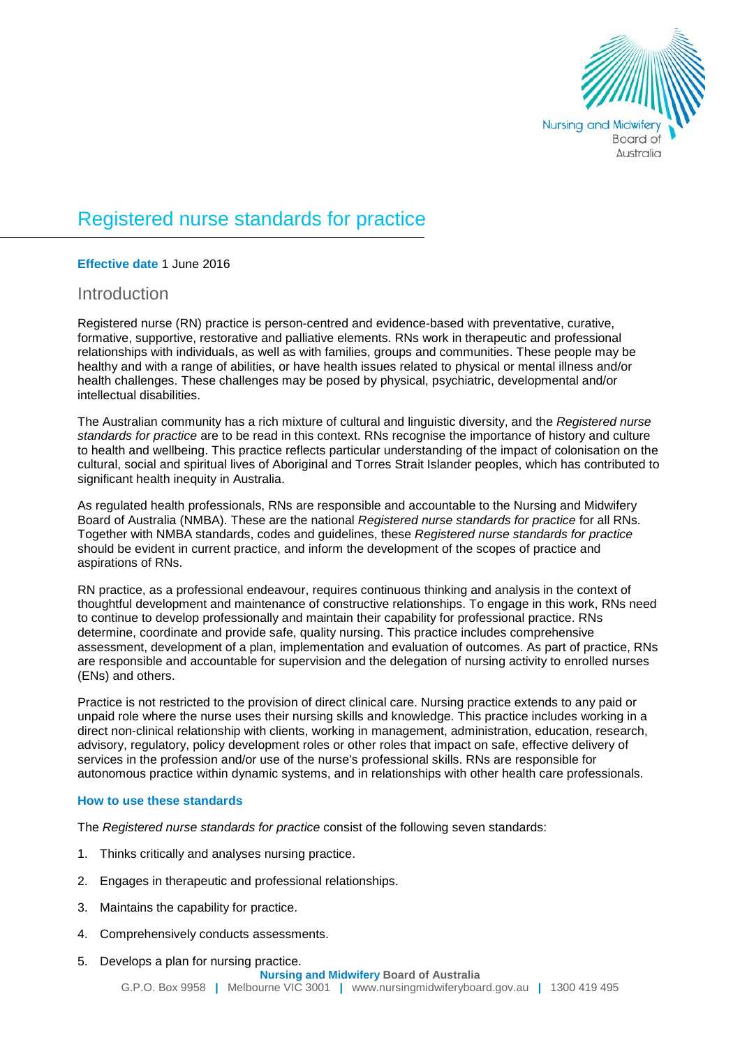# Registered nurse standards for practice

**Effective date** 1 June 2016

## Introduction

Registered nurse (RN) practice is person-centred and evidence-based with preventative, curative, formative, supportive, restorative and palliative elements. RNs work in therapeutic and professional relationships with individuals, as well as with families, groups and communities. These people may be healthy and with a range of abilities, or have health issues related to physical or mental illness and/or health challenges. These challenges may be posed by physical, psychiatric, developmental and/or intellectual disabilities.

The Australian community has a rich mixture of cultural and linguistic diversity, and the *Registered nurse standards for practice* are to be read in this context. RNs recognise the importance of history and culture to health and wellbeing. This practice reflects particular understanding of the impact of colonisation on the cultural, social and spiritual lives of Aboriginal and Torres Strait Islander peoples, which has contributed to significant health inequity in Australia.

As regulated health professionals, RNs are responsible and accountable to the Nursing and Midwifery Board of Australia (NMBA). These are the national *Registered nurse standards for practice* for all RNs. Together with NMBA standards, codes and guidelines, these *Registered nurse standards for practice* should be evident in current practice, and inform the development of the scopes of practice and aspirations of RNs.

RN practice, as a professional endeavour, requires continuous thinking and analysis in the context of thoughtful development and maintenance of constructive relationships. To engage in this work, RNs need to continue to develop professionally and maintain their capability for professional practice. RNs determine, coordinate and provide safe, quality nursing. This practice includes comprehensive assessment, development of a plan, implementation and evaluation of outcomes. As part of practice, RNs are responsible and accountable for supervision and the delegation of nursing activity to enrolled nurses (ENs) and others.

Practice is not restricted to the provision of direct clinical care. Nursing practice extends to any paid or unpaid role where the nurse uses their nursing skills and knowledge. This practice includes working in a direct non-clinical relationship with clients, working in management, administration, education, research, advisory, regulatory, policy development roles or other roles that impact on safe, effective delivery of services in the profession and/or use of the nurse's professional skills. RNs are responsible for autonomous practice within dynamic systems, and in relationships with other health care professionals.

### How to use these standards

The *Registered nurse standards for practice* consist of the following seven standards:

1. Thinks critically and analyses nursing practice.
2. Engages in therapeutic and professional relationships.
3. Maintains the capability for practice.
4. Comprehensively conducts assessments.
5. Develops a plan for nursing practice.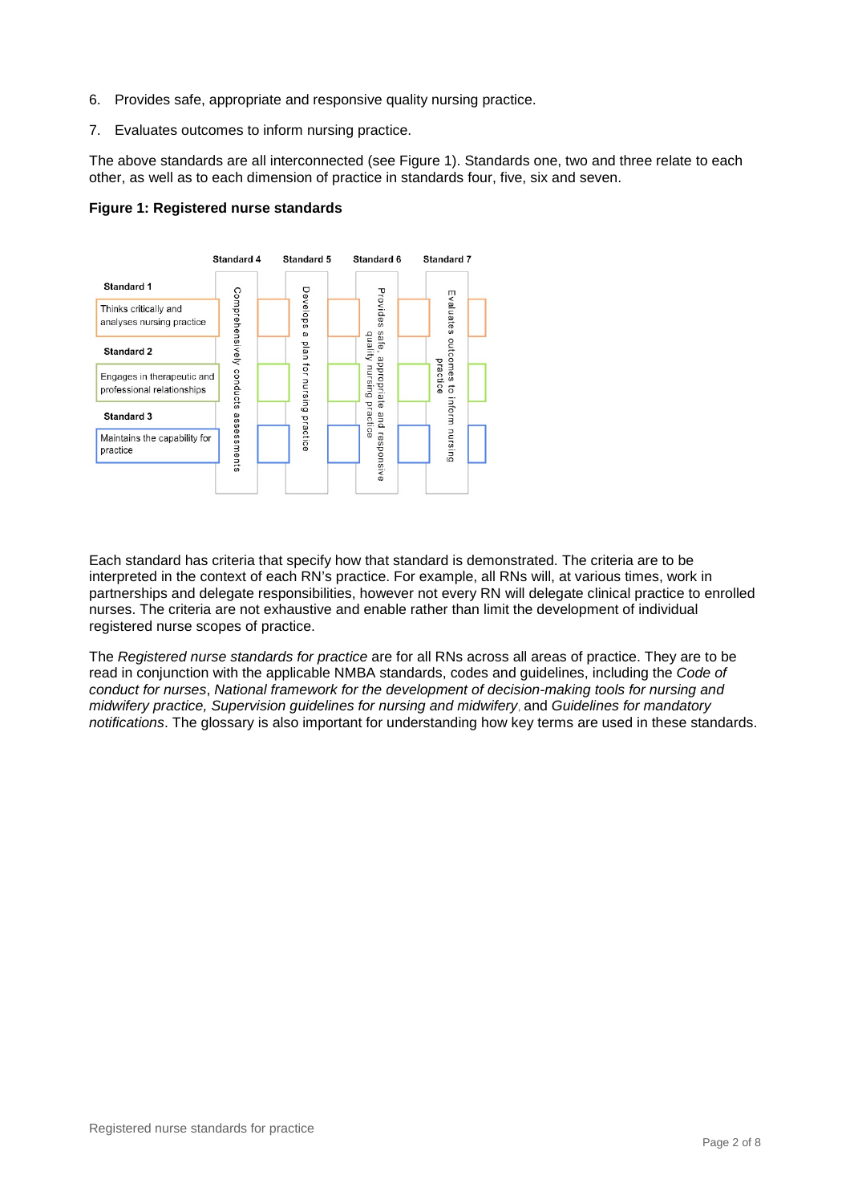6. Provides safe, appropriate and responsive quality nursing practice.
7. Evaluates outcomes to inform nursing practice.

The above standards are all interconnected (see Figure 1). Standards one, two and three relate to each other, as well as to each dimension of practice in standards four, five, six and seven.

**Figure 1: Registered nurse standards**

Standard 4 — Comprehensively conducts assessments
Standard 5 — Develops a plan for nursing practice
Standard 6 — Provides safe, appropriate and responsive quality nursing practice
Standard 7 — Evaluates outcomes to inform nursing practice

Standard 1 — Thinks critically and analyses nursing practice
Standard 2 — Engages in therapeutic and professional relationships
Standard 3 — Maintains the capability for practice

Each standard has criteria that specify how that standard is demonstrated. The criteria are to be interpreted in the context of each RN's practice. For example, all RNs will, at various times, work in partnerships and delegate responsibilities, however not every RN will delegate clinical practice to enrolled nurses. The criteria are not exhaustive and enable rather than limit the development of individual registered nurse scopes of practice.

The *Registered nurse standards for practice* are for all RNs across all areas of practice. They are to be read in conjunction with the applicable NMBA standards, codes and guidelines, including the *Code of conduct for nurses*, *National framework for the development of decision-making tools for nursing and midwifery practice, Supervision guidelines for nursing and midwifery*, and *Guidelines for mandatory notifications*. The glossary is also important for understanding how key terms are used in these standards.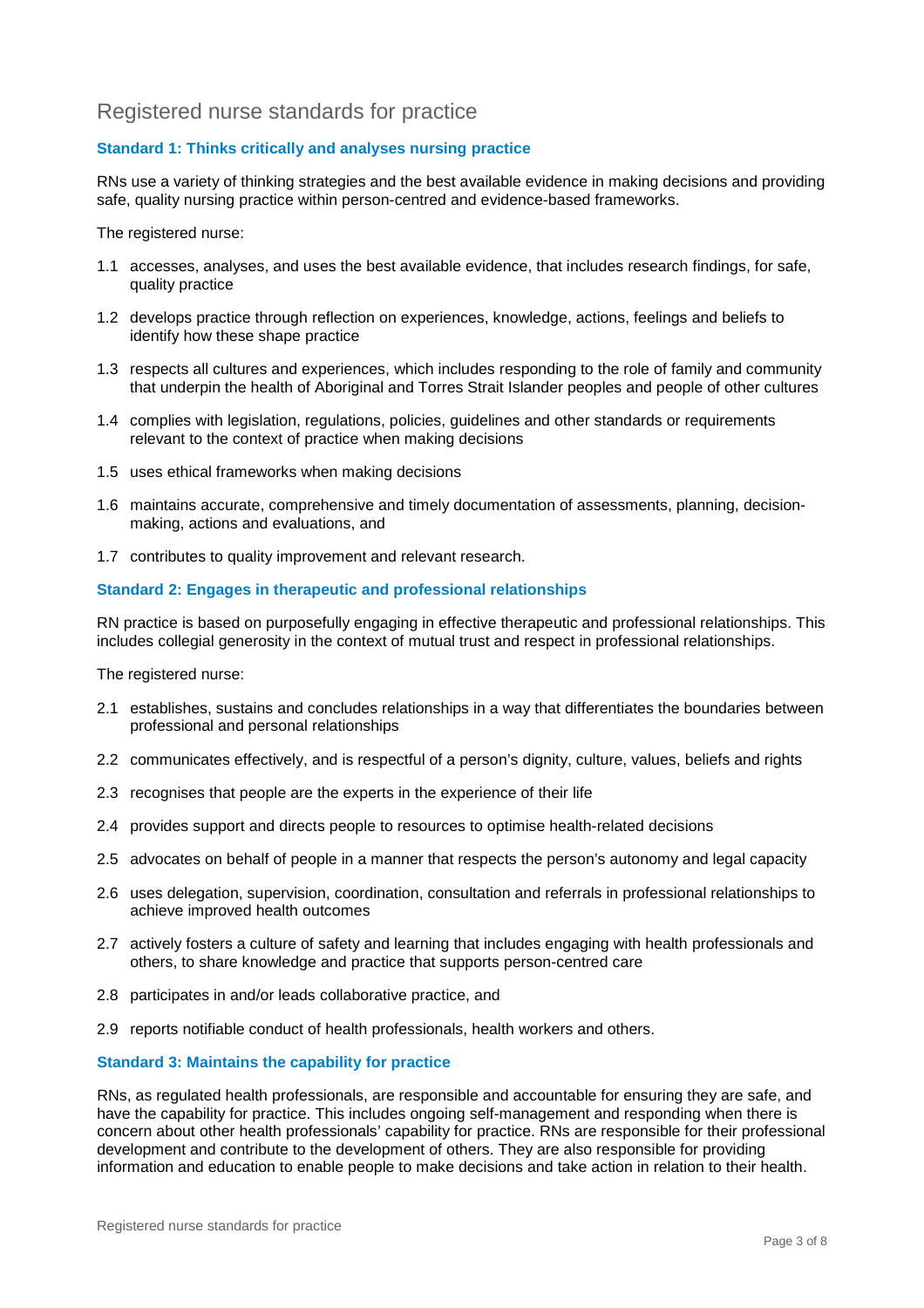# Registered nurse standards for practice

### Standard 1: Thinks critically and analyses nursing practice

RNs use a variety of thinking strategies and the best available evidence in making decisions and providing safe, quality nursing practice within person-centred and evidence-based frameworks.

The registered nurse:

1.1 accesses, analyses, and uses the best available evidence, that includes research findings, for safe, quality practice

1.2 develops practice through reflection on experiences, knowledge, actions, feelings and beliefs to identify how these shape practice

1.3 respects all cultures and experiences, which includes responding to the role of family and community that underpin the health of Aboriginal and Torres Strait Islander peoples and people of other cultures

1.4 complies with legislation, regulations, policies, guidelines and other standards or requirements relevant to the context of practice when making decisions

1.5 uses ethical frameworks when making decisions

1.6 maintains accurate, comprehensive and timely documentation of assessments, planning, decision-making, actions and evaluations, and

1.7 contributes to quality improvement and relevant research.

### Standard 2: Engages in therapeutic and professional relationships

RN practice is based on purposefully engaging in effective therapeutic and professional relationships. This includes collegial generosity in the context of mutual trust and respect in professional relationships.

The registered nurse:

2.1 establishes, sustains and concludes relationships in a way that differentiates the boundaries between professional and personal relationships

2.2 communicates effectively, and is respectful of a person's dignity, culture, values, beliefs and rights

2.3 recognises that people are the experts in the experience of their life

2.4 provides support and directs people to resources to optimise health-related decisions

2.5 advocates on behalf of people in a manner that respects the person's autonomy and legal capacity

2.6 uses delegation, supervision, coordination, consultation and referrals in professional relationships to achieve improved health outcomes

2.7 actively fosters a culture of safety and learning that includes engaging with health professionals and others, to share knowledge and practice that supports person-centred care

2.8 participates in and/or leads collaborative practice, and

2.9 reports notifiable conduct of health professionals, health workers and others.

### Standard 3: Maintains the capability for practice

RNs, as regulated health professionals, are responsible and accountable for ensuring they are safe, and have the capability for practice. This includes ongoing self-management and responding when there is concern about other health professionals' capability for practice. RNs are responsible for their professional development and contribute to the development of others. They are also responsible for providing information and education to enable people to make decisions and take action in relation to their health.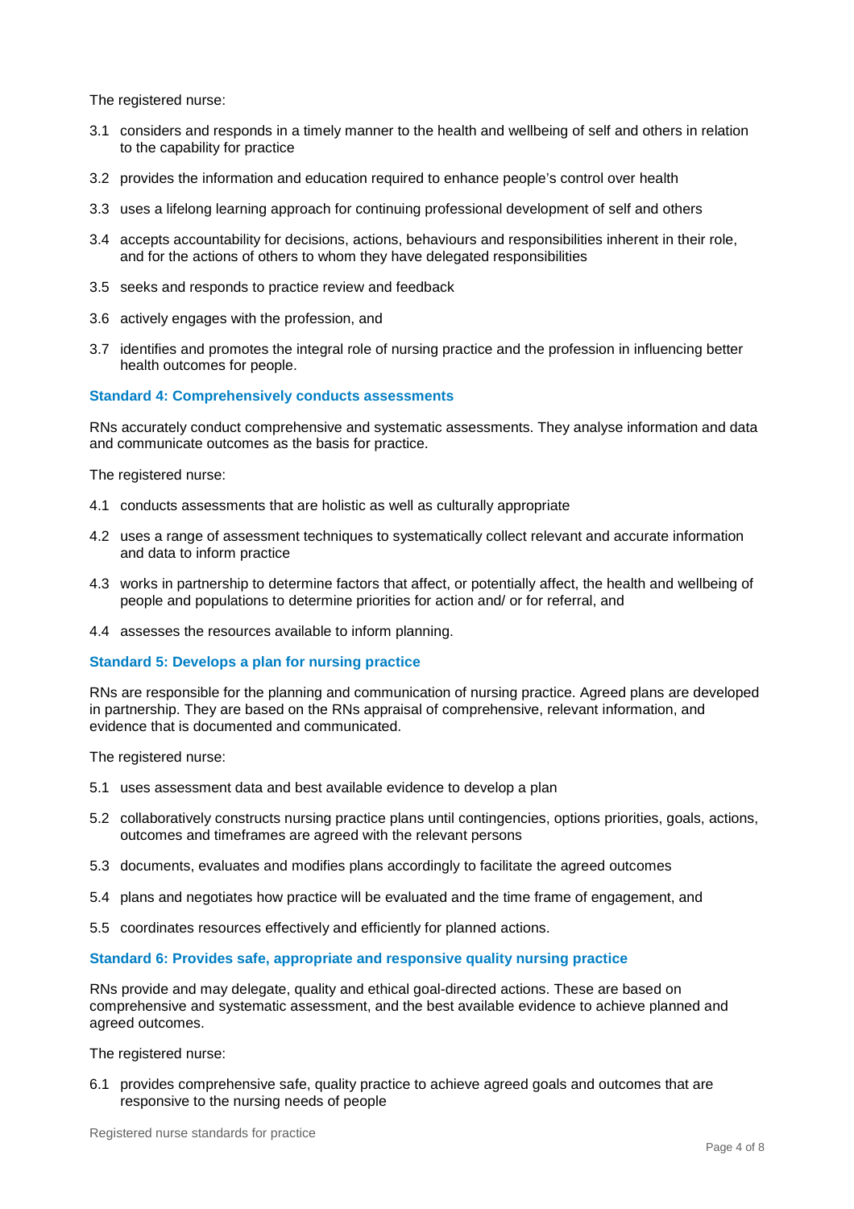The registered nurse:

3.1 considers and responds in a timely manner to the health and wellbeing of self and others in relation to the capability for practice

3.2 provides the information and education required to enhance people's control over health

3.3 uses a lifelong learning approach for continuing professional development of self and others

3.4 accepts accountability for decisions, actions, behaviours and responsibilities inherent in their role, and for the actions of others to whom they have delegated responsibilities

3.5 seeks and responds to practice review and feedback

3.6 actively engages with the profession, and

3.7 identifies and promotes the integral role of nursing practice and the profession in influencing better health outcomes for people.

### Standard 4: Comprehensively conducts assessments

RNs accurately conduct comprehensive and systematic assessments. They analyse information and data and communicate outcomes as the basis for practice.

The registered nurse:

4.1 conducts assessments that are holistic as well as culturally appropriate

4.2 uses a range of assessment techniques to systematically collect relevant and accurate information and data to inform practice

4.3 works in partnership to determine factors that affect, or potentially affect, the health and wellbeing of people and populations to determine priorities for action and/ or for referral, and

4.4 assesses the resources available to inform planning.

### Standard 5: Develops a plan for nursing practice

RNs are responsible for the planning and communication of nursing practice. Agreed plans are developed in partnership. They are based on the RNs appraisal of comprehensive, relevant information, and evidence that is documented and communicated.

The registered nurse:

5.1 uses assessment data and best available evidence to develop a plan

5.2 collaboratively constructs nursing practice plans until contingencies, options priorities, goals, actions, outcomes and timeframes are agreed with the relevant persons

5.3 documents, evaluates and modifies plans accordingly to facilitate the agreed outcomes

5.4 plans and negotiates how practice will be evaluated and the time frame of engagement, and

5.5 coordinates resources effectively and efficiently for planned actions.

### Standard 6: Provides safe, appropriate and responsive quality nursing practice

RNs provide and may delegate, quality and ethical goal-directed actions. These are based on comprehensive and systematic assessment, and the best available evidence to achieve planned and agreed outcomes.

The registered nurse:

6.1 provides comprehensive safe, quality practice to achieve agreed goals and outcomes that are responsive to the nursing needs of people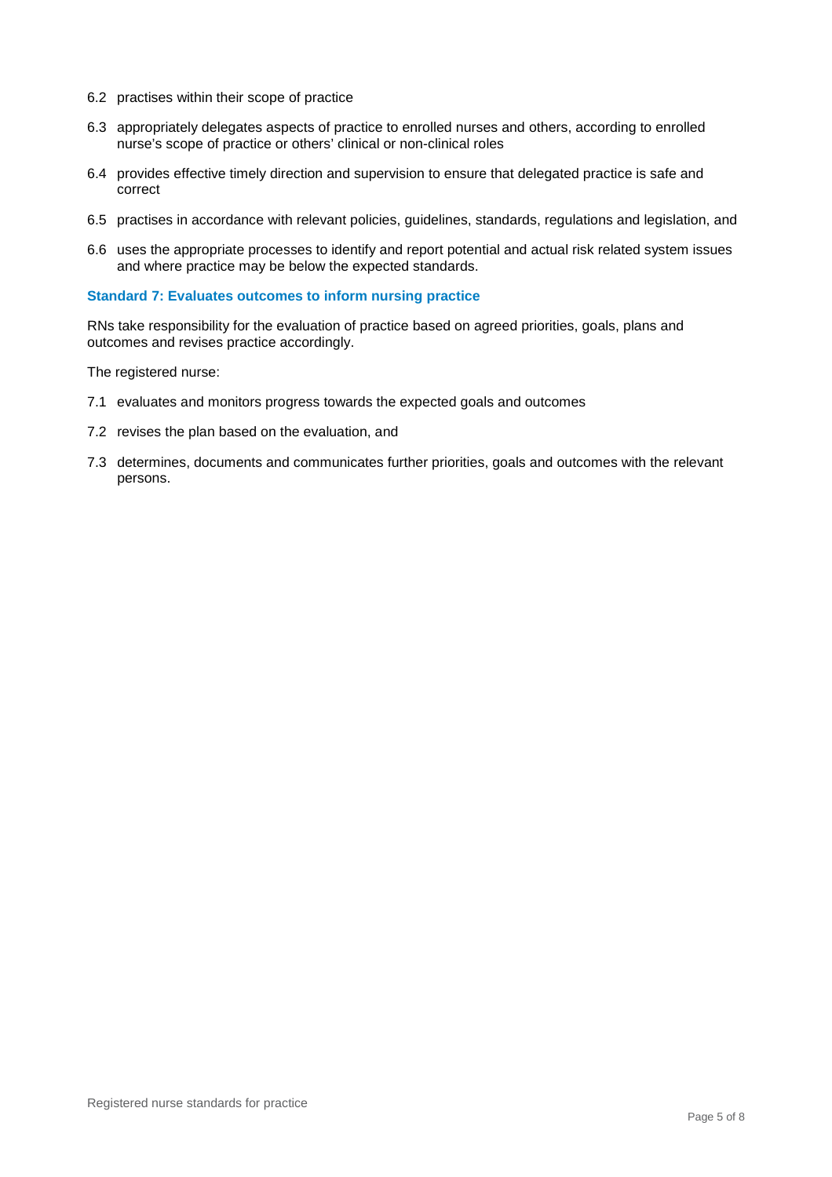6.2 practises within their scope of practice

6.3 appropriately delegates aspects of practice to enrolled nurses and others, according to enrolled nurse's scope of practice or others' clinical or non-clinical roles

6.4 provides effective timely direction and supervision to ensure that delegated practice is safe and correct

6.5 practises in accordance with relevant policies, guidelines, standards, regulations and legislation, and

6.6 uses the appropriate processes to identify and report potential and actual risk related system issues and where practice may be below the expected standards.

### Standard 7: Evaluates outcomes to inform nursing practice

RNs take responsibility for the evaluation of practice based on agreed priorities, goals, plans and outcomes and revises practice accordingly.

The registered nurse:

7.1 evaluates and monitors progress towards the expected goals and outcomes

7.2 revises the plan based on the evaluation, and

7.3 determines, documents and communicates further priorities, goals and outcomes with the relevant persons.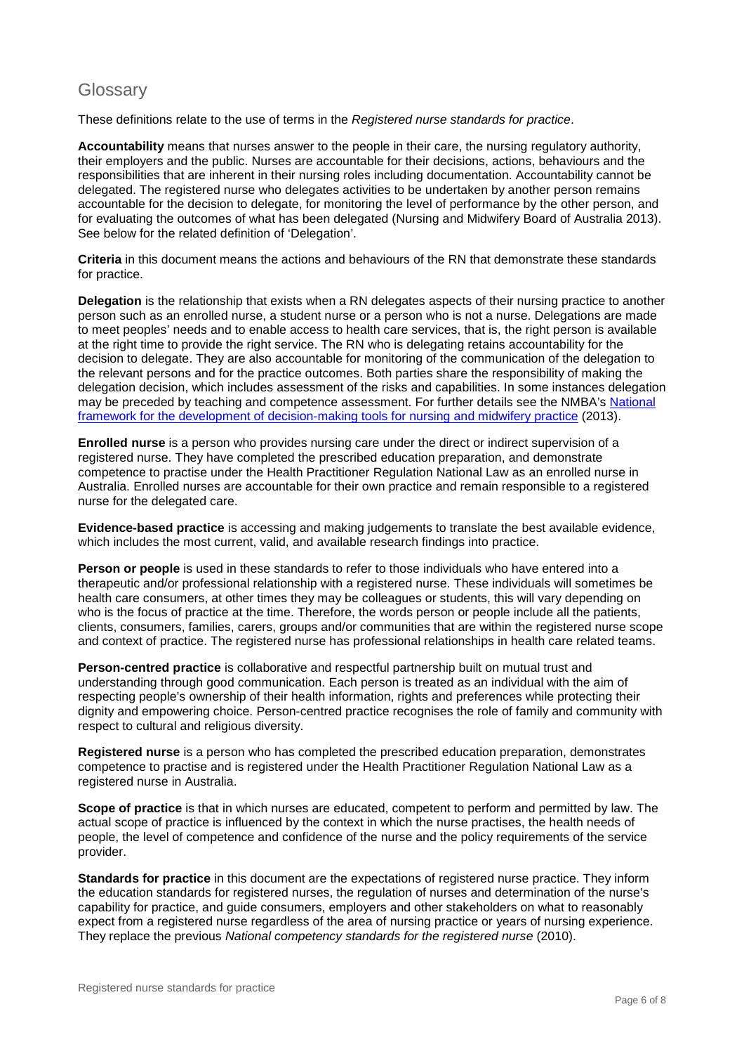## Glossary

These definitions relate to the use of terms in the *Registered nurse standards for practice*.

**Accountability** means that nurses answer to the people in their care, the nursing regulatory authority, their employers and the public. Nurses are accountable for their decisions, actions, behaviours and the responsibilities that are inherent in their nursing roles including documentation. Accountability cannot be delegated. The registered nurse who delegates activities to be undertaken by another person remains accountable for the decision to delegate, for monitoring the level of performance by the other person, and for evaluating the outcomes of what has been delegated (Nursing and Midwifery Board of Australia 2013). See below for the related definition of 'Delegation'.

**Criteria** in this document means the actions and behaviours of the RN that demonstrate these standards for practice.

**Delegation** is the relationship that exists when a RN delegates aspects of their nursing practice to another person such as an enrolled nurse, a student nurse or a person who is not a nurse. Delegations are made to meet peoples' needs and to enable access to health care services, that is, the right person is available at the right time to provide the right service. The RN who is delegating retains accountability for the decision to delegate. They are also accountable for monitoring of the communication of the delegation to the relevant persons and for the practice outcomes. Both parties share the responsibility of making the delegation decision, which includes assessment of the risks and capabilities. In some instances delegation may be preceded by teaching and competence assessment. For further details see the NMBA's National framework for the development of decision-making tools for nursing and midwifery practice (2013).

**Enrolled nurse** is a person who provides nursing care under the direct or indirect supervision of a registered nurse. They have completed the prescribed education preparation, and demonstrate competence to practise under the Health Practitioner Regulation National Law as an enrolled nurse in Australia. Enrolled nurses are accountable for their own practice and remain responsible to a registered nurse for the delegated care.

**Evidence-based practice** is accessing and making judgements to translate the best available evidence, which includes the most current, valid, and available research findings into practice.

**Person or people** is used in these standards to refer to those individuals who have entered into a therapeutic and/or professional relationship with a registered nurse. These individuals will sometimes be health care consumers, at other times they may be colleagues or students, this will vary depending on who is the focus of practice at the time. Therefore, the words person or people include all the patients, clients, consumers, families, carers, groups and/or communities that are within the registered nurse scope and context of practice. The registered nurse has professional relationships in health care related teams.

**Person-centred practice** is collaborative and respectful partnership built on mutual trust and understanding through good communication. Each person is treated as an individual with the aim of respecting people's ownership of their health information, rights and preferences while protecting their dignity and empowering choice. Person-centred practice recognises the role of family and community with respect to cultural and religious diversity.

**Registered nurse** is a person who has completed the prescribed education preparation, demonstrates competence to practise and is registered under the Health Practitioner Regulation National Law as a registered nurse in Australia.

**Scope of practice** is that in which nurses are educated, competent to perform and permitted by law. The actual scope of practice is influenced by the context in which the nurse practises, the health needs of people, the level of competence and confidence of the nurse and the policy requirements of the service provider.

**Standards for practice** in this document are the expectations of registered nurse practice. They inform the education standards for registered nurses, the regulation of nurses and determination of the nurse's capability for practice, and guide consumers, employers and other stakeholders on what to reasonably expect from a registered nurse regardless of the area of nursing practice or years of nursing experience. They replace the previous *National competency standards for the registered nurse* (2010).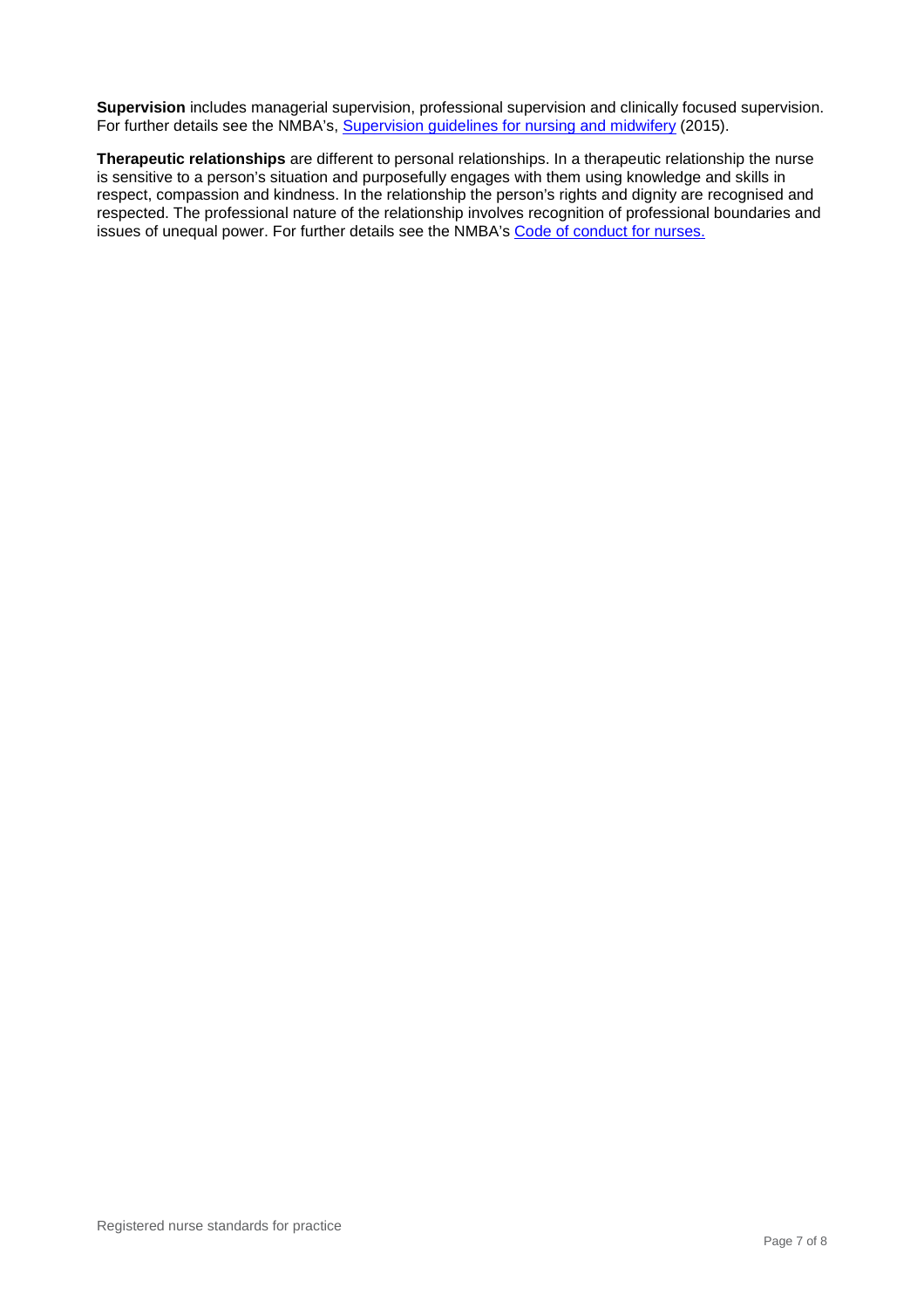**Supervision** includes managerial supervision, professional supervision and clinically focused supervision. For further details see the NMBA's, [Supervision guidelines for nursing and midwifery](#) (2015).

**Therapeutic relationships** are different to personal relationships. In a therapeutic relationship the nurse is sensitive to a person's situation and purposefully engages with them using knowledge and skills in respect, compassion and kindness. In the relationship the person's rights and dignity are recognised and respected. The professional nature of the relationship involves recognition of professional boundaries and issues of unequal power. For further details see the NMBA's [Code of conduct for nurses.](#)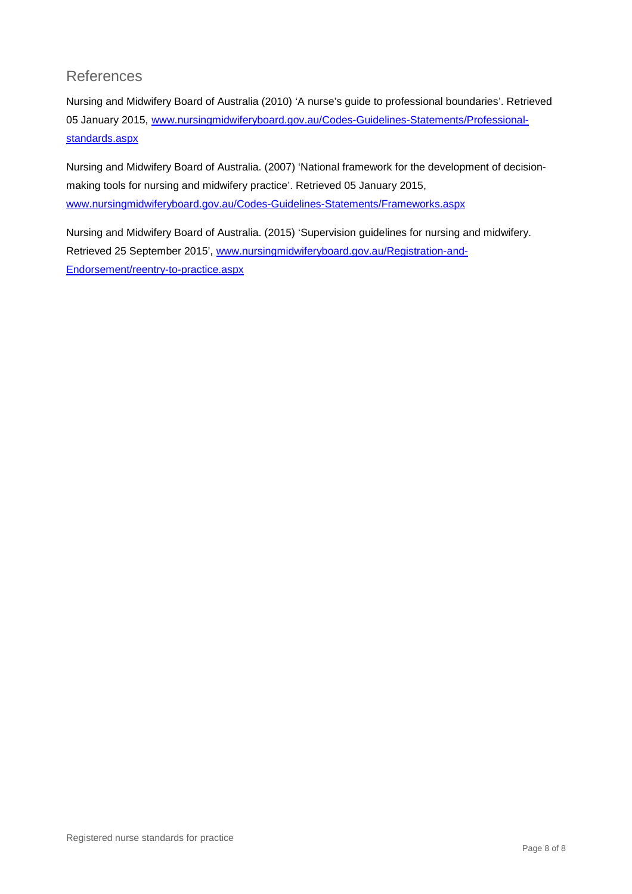## References

Nursing and Midwifery Board of Australia (2010) 'A nurse's guide to professional boundaries'. Retrieved 05 January 2015, www.nursingmidwiferyboard.gov.au/Codes-Guidelines-Statements/Professional-standards.aspx

Nursing and Midwifery Board of Australia. (2007) 'National framework for the development of decision-making tools for nursing and midwifery practice'. Retrieved 05 January 2015, www.nursingmidwiferyboard.gov.au/Codes-Guidelines-Statements/Frameworks.aspx

Nursing and Midwifery Board of Australia. (2015) 'Supervision guidelines for nursing and midwifery. Retrieved 25 September 2015', www.nursingmidwiferyboard.gov.au/Registration-and-Endorsement/reentry-to-practice.aspx